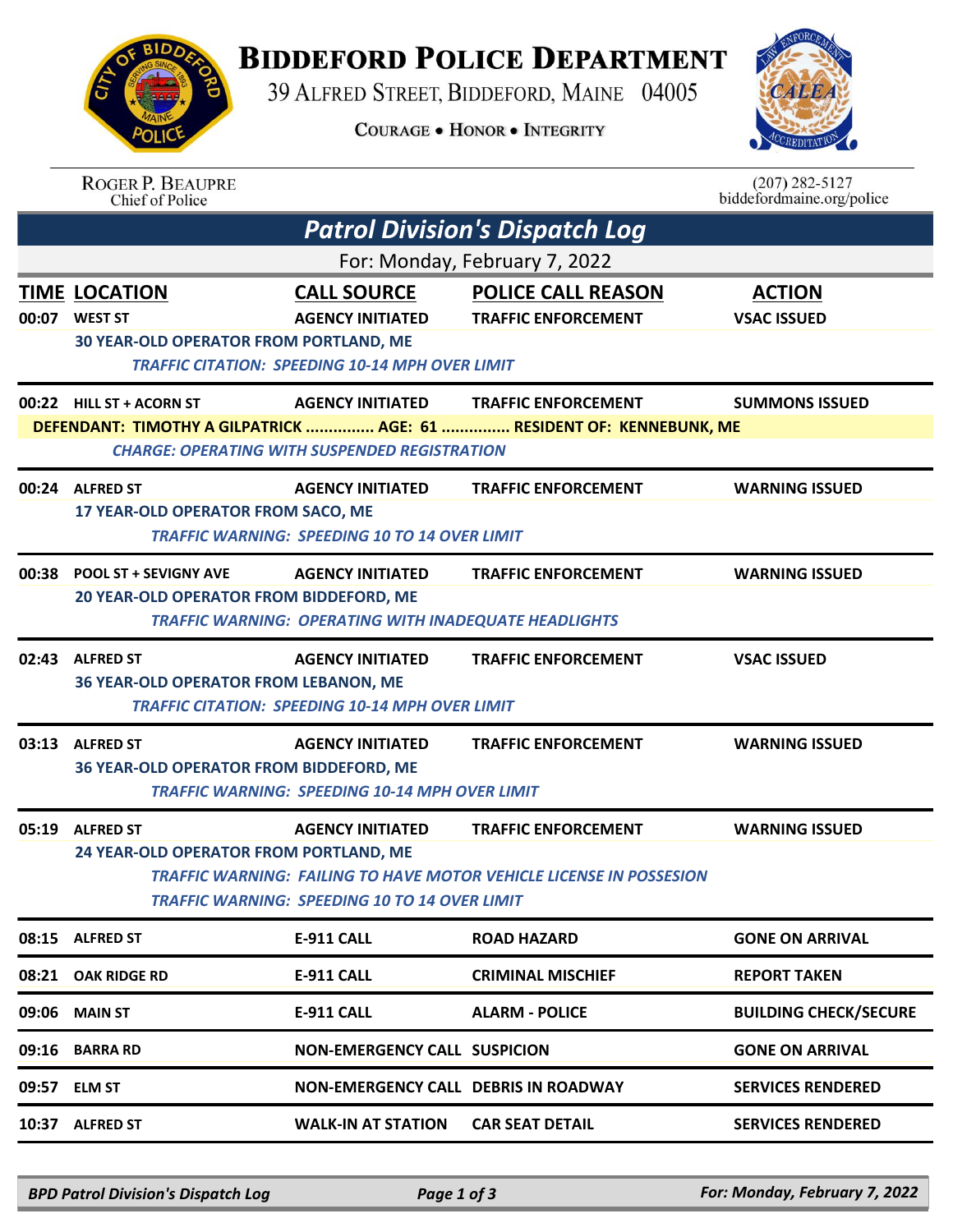# Biddeford Police Department

39 Alfred Street, Biddeford, Maine 04005

Courage • Honor • Integrity

Roger P. Beaupre
Chief of Police

(207) 282-5127
biddefordmaine.org/police

## *Patrol Division's Dispatch Log*

For: Monday, February 7, 2022

| TIME | LOCATION | CALL SOURCE | POLICE CALL REASON | ACTION |
|---|---|---|---|---|
| 00:07 | WEST ST | AGENCY INITIATED | TRAFFIC ENFORCEMENT | VSAC ISSUED |
| | 30 YEAR-OLD OPERATOR FROM PORTLAND, ME | | | |
| | *TRAFFIC CITATION: SPEEDING 10-14 MPH OVER LIMIT* | | | |
| 00:22 | HILL ST + ACORN ST | AGENCY INITIATED | TRAFFIC ENFORCEMENT | SUMMONS ISSUED |
| | DEFENDANT: TIMOTHY A GILPATRICK ............... AGE: 61 ............... RESIDENT OF: KENNEBUNK, ME | | | |
| | *CHARGE: OPERATING WITH SUSPENDED REGISTRATION* | | | |
| 00:24 | ALFRED ST | AGENCY INITIATED | TRAFFIC ENFORCEMENT | WARNING ISSUED |
| | 17 YEAR-OLD OPERATOR FROM SACO, ME | | | |
| | *TRAFFIC WARNING: SPEEDING 10 TO 14 OVER LIMIT* | | | |
| 00:38 | POOL ST + SEVIGNY AVE | AGENCY INITIATED | TRAFFIC ENFORCEMENT | WARNING ISSUED |
| | 20 YEAR-OLD OPERATOR FROM BIDDEFORD, ME | | | |
| | *TRAFFIC WARNING: OPERATING WITH INADEQUATE HEADLIGHTS* | | | |
| 02:43 | ALFRED ST | AGENCY INITIATED | TRAFFIC ENFORCEMENT | VSAC ISSUED |
| | 36 YEAR-OLD OPERATOR FROM LEBANON, ME | | | |
| | *TRAFFIC CITATION: SPEEDING 10-14 MPH OVER LIMIT* | | | |
| 03:13 | ALFRED ST | AGENCY INITIATED | TRAFFIC ENFORCEMENT | WARNING ISSUED |
| | 36 YEAR-OLD OPERATOR FROM BIDDEFORD, ME | | | |
| | *TRAFFIC WARNING: SPEEDING 10-14 MPH OVER LIMIT* | | | |
| 05:19 | ALFRED ST | AGENCY INITIATED | TRAFFIC ENFORCEMENT | WARNING ISSUED |
| | 24 YEAR-OLD OPERATOR FROM PORTLAND, ME | | | |
| | *TRAFFIC WARNING: FAILING TO HAVE MOTOR VEHICLE LICENSE IN POSSESION* | | | |
| | *TRAFFIC WARNING: SPEEDING 10 TO 14 OVER LIMIT* | | | |
| 08:15 | ALFRED ST | E-911 CALL | ROAD HAZARD | GONE ON ARRIVAL |
| 08:21 | OAK RIDGE RD | E-911 CALL | CRIMINAL MISCHIEF | REPORT TAKEN |
| 09:06 | MAIN ST | E-911 CALL | ALARM - POLICE | BUILDING CHECK/SECURE |
| 09:16 | BARRA RD | NON-EMERGENCY CALL | SUSPICION | GONE ON ARRIVAL |
| 09:57 | ELM ST | NON-EMERGENCY CALL | DEBRIS IN ROADWAY | SERVICES RENDERED |
| 10:37 | ALFRED ST | WALK-IN AT STATION | CAR SEAT DETAIL | SERVICES RENDERED |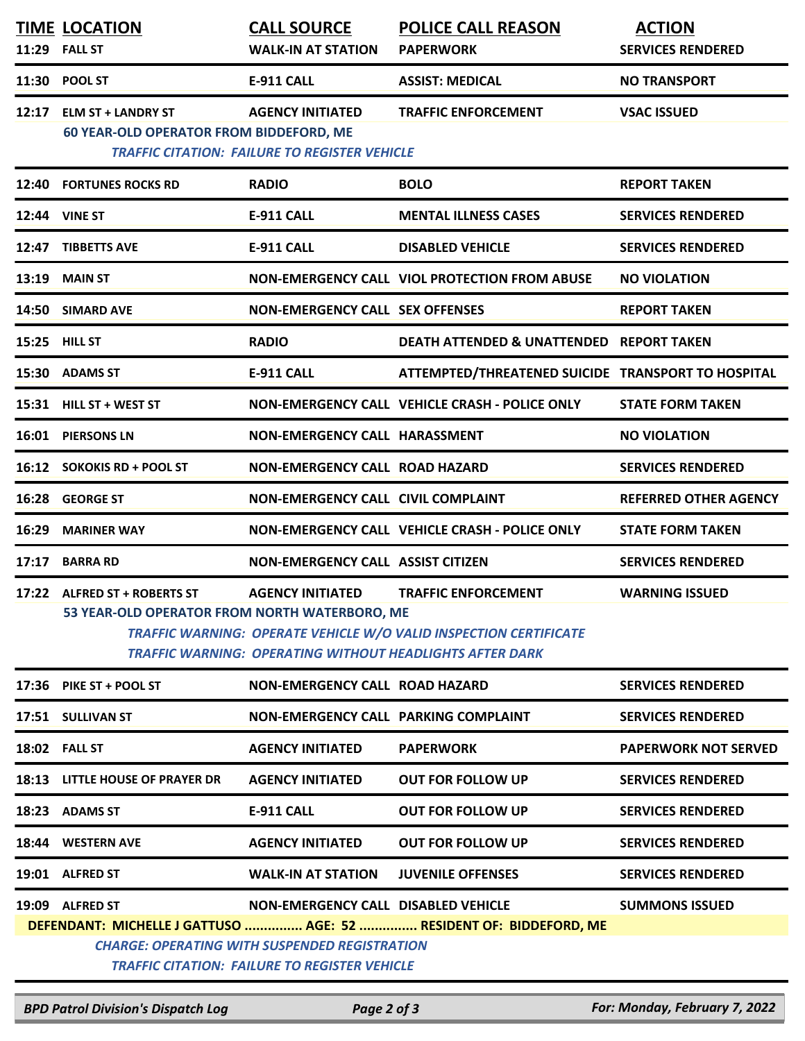| TIME | LOCATION | CALL SOURCE | POLICE CALL REASON | ACTION |
|---|---|---|---|---|
| 11:29 | FALL ST | WALK-IN AT STATION | PAPERWORK | SERVICES RENDERED |
| 11:30 | POOL ST | E-911 CALL | ASSIST: MEDICAL | NO TRANSPORT |
| 12:17 | ELM ST + LANDRY ST | AGENCY INITIATED | TRAFFIC ENFORCEMENT | VSAC ISSUED |
| | 60 YEAR-OLD OPERATOR FROM BIDDEFORD, ME | | | |
| | *TRAFFIC CITATION: FAILURE TO REGISTER VEHICLE* | | | |
| 12:40 | FORTUNES ROCKS RD | RADIO | BOLO | REPORT TAKEN |
| 12:44 | VINE ST | E-911 CALL | MENTAL ILLNESS CASES | SERVICES RENDERED |
| 12:47 | TIBBETTS AVE | E-911 CALL | DISABLED VEHICLE | SERVICES RENDERED |
| 13:19 | MAIN ST | NON-EMERGENCY CALL | VIOL PROTECTION FROM ABUSE | NO VIOLATION |
| 14:50 | SIMARD AVE | NON-EMERGENCY CALL | SEX OFFENSES | REPORT TAKEN |
| 15:25 | HILL ST | RADIO | DEATH ATTENDED & UNATTENDED | REPORT TAKEN |
| 15:30 | ADAMS ST | E-911 CALL | ATTEMPTED/THREATENED SUICIDE | TRANSPORT TO HOSPITAL |
| 15:31 | HILL ST + WEST ST | NON-EMERGENCY CALL | VEHICLE CRASH - POLICE ONLY | STATE FORM TAKEN |
| 16:01 | PIERSONS LN | NON-EMERGENCY CALL | HARASSMENT | NO VIOLATION |
| 16:12 | SOKOKIS RD + POOL ST | NON-EMERGENCY CALL | ROAD HAZARD | SERVICES RENDERED |
| 16:28 | GEORGE ST | NON-EMERGENCY CALL | CIVIL COMPLAINT | REFERRED OTHER AGENCY |
| 16:29 | MARINER WAY | NON-EMERGENCY CALL | VEHICLE CRASH - POLICE ONLY | STATE FORM TAKEN |
| 17:17 | BARRA RD | NON-EMERGENCY CALL | ASSIST CITIZEN | SERVICES RENDERED |
| 17:22 | ALFRED ST + ROBERTS ST | AGENCY INITIATED | TRAFFIC ENFORCEMENT | WARNING ISSUED |
| | 53 YEAR-OLD OPERATOR FROM NORTH WATERBORO, ME | | | |
| | *TRAFFIC WARNING: OPERATE VEHICLE W/O VALID INSPECTION CERTIFICATE* | | | |
| | *TRAFFIC WARNING: OPERATING WITHOUT HEADLIGHTS AFTER DARK* | | | |
| 17:36 | PIKE ST + POOL ST | NON-EMERGENCY CALL | ROAD HAZARD | SERVICES RENDERED |
| 17:51 | SULLIVAN ST | NON-EMERGENCY CALL | PARKING COMPLAINT | SERVICES RENDERED |
| 18:02 | FALL ST | AGENCY INITIATED | PAPERWORK | PAPERWORK NOT SERVED |
| 18:13 | LITTLE HOUSE OF PRAYER DR | AGENCY INITIATED | OUT FOR FOLLOW UP | SERVICES RENDERED |
| 18:23 | ADAMS ST | E-911 CALL | OUT FOR FOLLOW UP | SERVICES RENDERED |
| 18:44 | WESTERN AVE | AGENCY INITIATED | OUT FOR FOLLOW UP | SERVICES RENDERED |
| 19:01 | ALFRED ST | WALK-IN AT STATION | JUVENILE OFFENSES | SERVICES RENDERED |
| 19:09 | ALFRED ST | NON-EMERGENCY CALL | DISABLED VEHICLE | SUMMONS ISSUED |
| | DEFENDANT: MICHELLE J GATTUSO ............... AGE: 52 ............... RESIDENT OF: BIDDEFORD, ME | | | |
| | *CHARGE: OPERATING WITH SUSPENDED REGISTRATION* | | | |
| | *TRAFFIC CITATION: FAILURE TO REGISTER VEHICLE* | | | |

*BPD Patrol Division's Dispatch Log* — *For: Monday, February 7, 2022*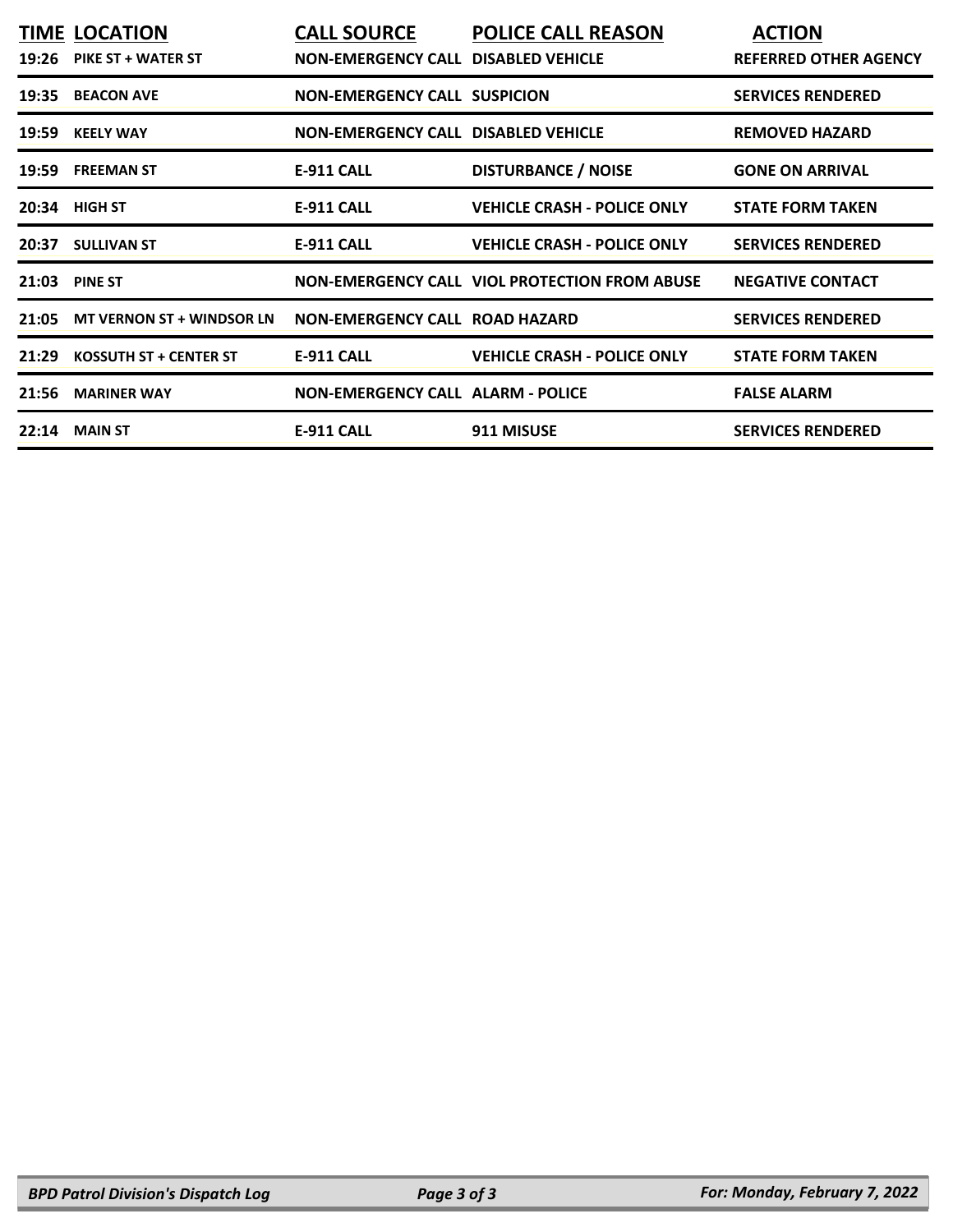| TIME | LOCATION | CALL SOURCE | POLICE CALL REASON | ACTION |
|---|---|---|---|---|
| 19:26 | PIKE ST + WATER ST | NON-EMERGENCY CALL | DISABLED VEHICLE | REFERRED OTHER AGENCY |
| 19:35 | BEACON AVE | NON-EMERGENCY CALL | SUSPICION | SERVICES RENDERED |
| 19:59 | KEELY WAY | NON-EMERGENCY CALL | DISABLED VEHICLE | REMOVED HAZARD |
| 19:59 | FREEMAN ST | E-911 CALL | DISTURBANCE / NOISE | GONE ON ARRIVAL |
| 20:34 | HIGH ST | E-911 CALL | VEHICLE CRASH - POLICE ONLY | STATE FORM TAKEN |
| 20:37 | SULLIVAN ST | E-911 CALL | VEHICLE CRASH - POLICE ONLY | SERVICES RENDERED |
| 21:03 | PINE ST | NON-EMERGENCY CALL | VIOL PROTECTION FROM ABUSE | NEGATIVE CONTACT |
| 21:05 | MT VERNON ST + WINDSOR LN | NON-EMERGENCY CALL | ROAD HAZARD | SERVICES RENDERED |
| 21:29 | KOSSUTH ST + CENTER ST | E-911 CALL | VEHICLE CRASH - POLICE ONLY | STATE FORM TAKEN |
| 21:56 | MARINER WAY | NON-EMERGENCY CALL | ALARM - POLICE | FALSE ALARM |
| 22:14 | MAIN ST | E-911 CALL | 911 MISUSE | SERVICES RENDERED |